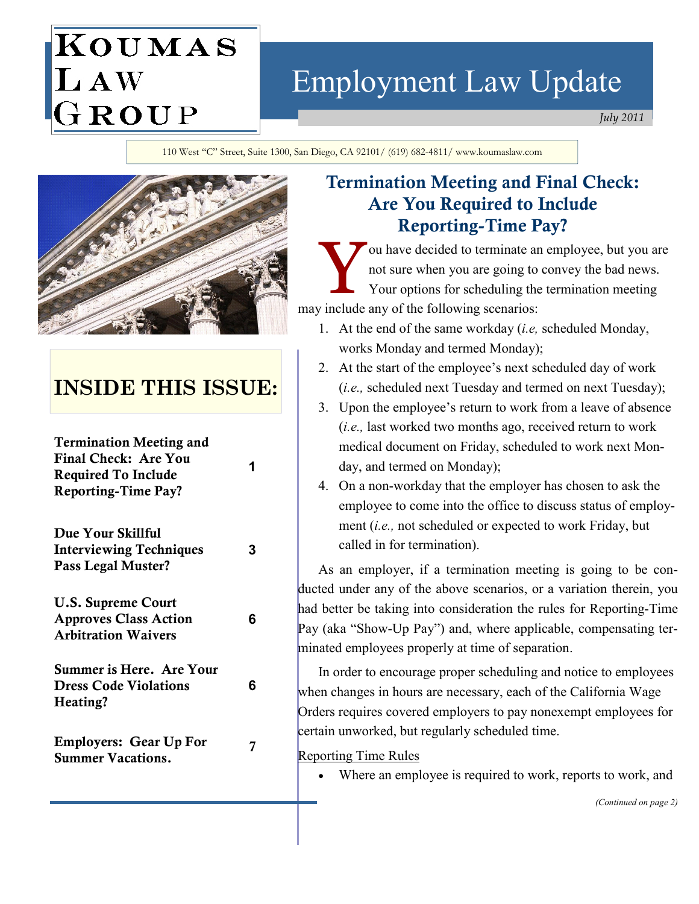# Koumas Law Group

# Employment Law Update

*July 2011*

110 West "C" Street, Suite 1300, San Diego, CA 92101/ (619) 682-4811/ www.koumaslaw.com

## INSIDE THIS ISSUE:

| | |
|---|---|
| **Termination Meeting and Final Check: Are You Required To Include Reporting-Time Pay?** | 1 |
| **Due Your Skillful Interviewing Techniques Pass Legal Muster?** | 3 |
| **U.S. Supreme Court Approves Class Action Arbitration Waivers** | 6 |
| **Summer is Here. Are Your Dress Code Violations Heating?** | 6 |
| **Employers: Gear Up For Summer Vacations.** | 7 |

## Termination Meeting and Final Check: Are You Required to Include Reporting-Time Pay?

You have decided to terminate an employee, but you are not sure when you are going to convey the bad news. Your options for scheduling the termination meeting may include any of the following scenarios:

1. At the end of the same workday (*i.e,* scheduled Monday, works Monday and termed Monday);
2. At the start of the employee's next scheduled day of work (*i.e.,* scheduled next Tuesday and termed on next Tuesday);
3. Upon the employee's return to work from a leave of absence (*i.e.,* last worked two months ago, received return to work medical document on Friday, scheduled to work next Monday, and termed on Monday);
4. On a non-workday that the employer has chosen to ask the employee to come into the office to discuss status of employment (*i.e.,* not scheduled or expected to work Friday, but called in for termination).

As an employer, if a termination meeting is going to be conducted under any of the above scenarios, or a variation therein, you had better be taking into consideration the rules for Reporting-Time Pay (aka "Show-Up Pay") and, where applicable, compensating terminated employees properly at time of separation.

In order to encourage proper scheduling and notice to employees when changes in hours are necessary, each of the California Wage Orders requires covered employers to pay nonexempt employees for certain unworked, but regularly scheduled time.

Reporting Time Rules

- Where an employee is required to work, reports to work, and

*(Continued on page 2)*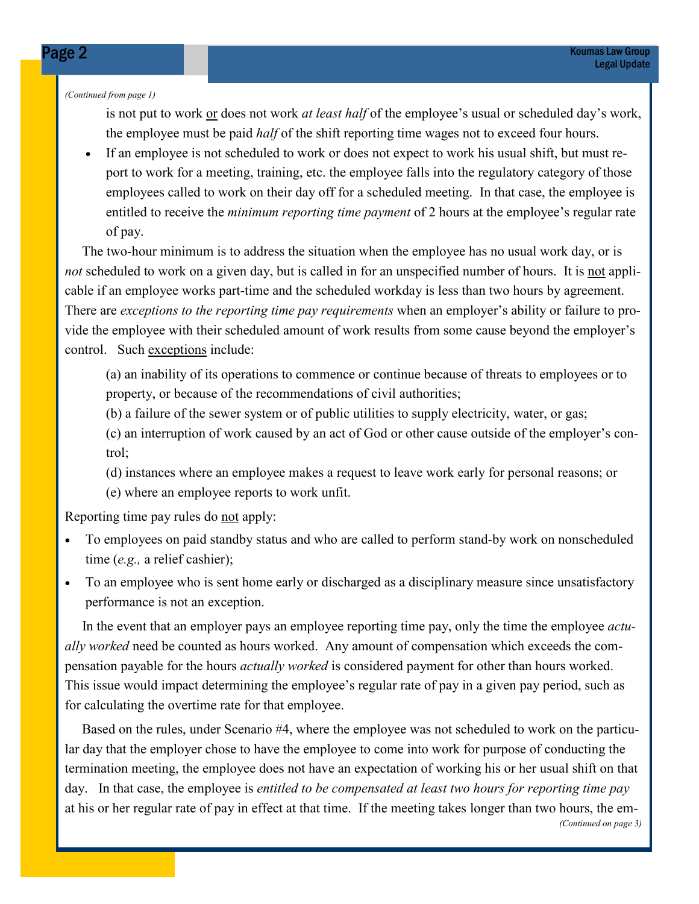*(Continued from page 1)*

is not put to work or does not work *at least half* of the employee's usual or scheduled day's work, the employee must be paid *half* of the shift reporting time wages not to exceed four hours.

- If an employee is not scheduled to work or does not expect to work his usual shift, but must report to work for a meeting, training, etc. the employee falls into the regulatory category of those employees called to work on their day off for a scheduled meeting. In that case, the employee is entitled to receive the *minimum reporting time payment* of 2 hours at the employee's regular rate of pay.

The two-hour minimum is to address the situation when the employee has no usual work day, or is *not* scheduled to work on a given day, but is called in for an unspecified number of hours. It is not applicable if an employee works part-time and the scheduled workday is less than two hours by agreement. There are *exceptions to the reporting time pay requirements* when an employer's ability or failure to provide the employee with their scheduled amount of work results from some cause beyond the employer's control. Such exceptions include:

(a) an inability of its operations to commence or continue because of threats to employees or to property, or because of the recommendations of civil authorities;

(b) a failure of the sewer system or of public utilities to supply electricity, water, or gas;

(c) an interruption of work caused by an act of God or other cause outside of the employer's control;

(d) instances where an employee makes a request to leave work early for personal reasons; or

(e) where an employee reports to work unfit.

Reporting time pay rules do not apply:

- To employees on paid standby status and who are called to perform stand-by work on nonscheduled time (*e.g.,* a relief cashier);
- To an employee who is sent home early or discharged as a disciplinary measure since unsatisfactory performance is not an exception.

In the event that an employer pays an employee reporting time pay, only the time the employee *actually worked* need be counted as hours worked. Any amount of compensation which exceeds the compensation payable for the hours *actually worked* is considered payment for other than hours worked. This issue would impact determining the employee's regular rate of pay in a given pay period, such as for calculating the overtime rate for that employee.

Based on the rules, under Scenario #4, where the employee was not scheduled to work on the particular day that the employer chose to have the employee to come into work for purpose of conducting the termination meeting, the employee does not have an expectation of working his or her usual shift on that day. In that case, the employee is *entitled to be compensated at least two hours for reporting time pay* at his or her regular rate of pay in effect at that time. If the meeting takes longer than two hours, the em-

*(Continued on page 3)*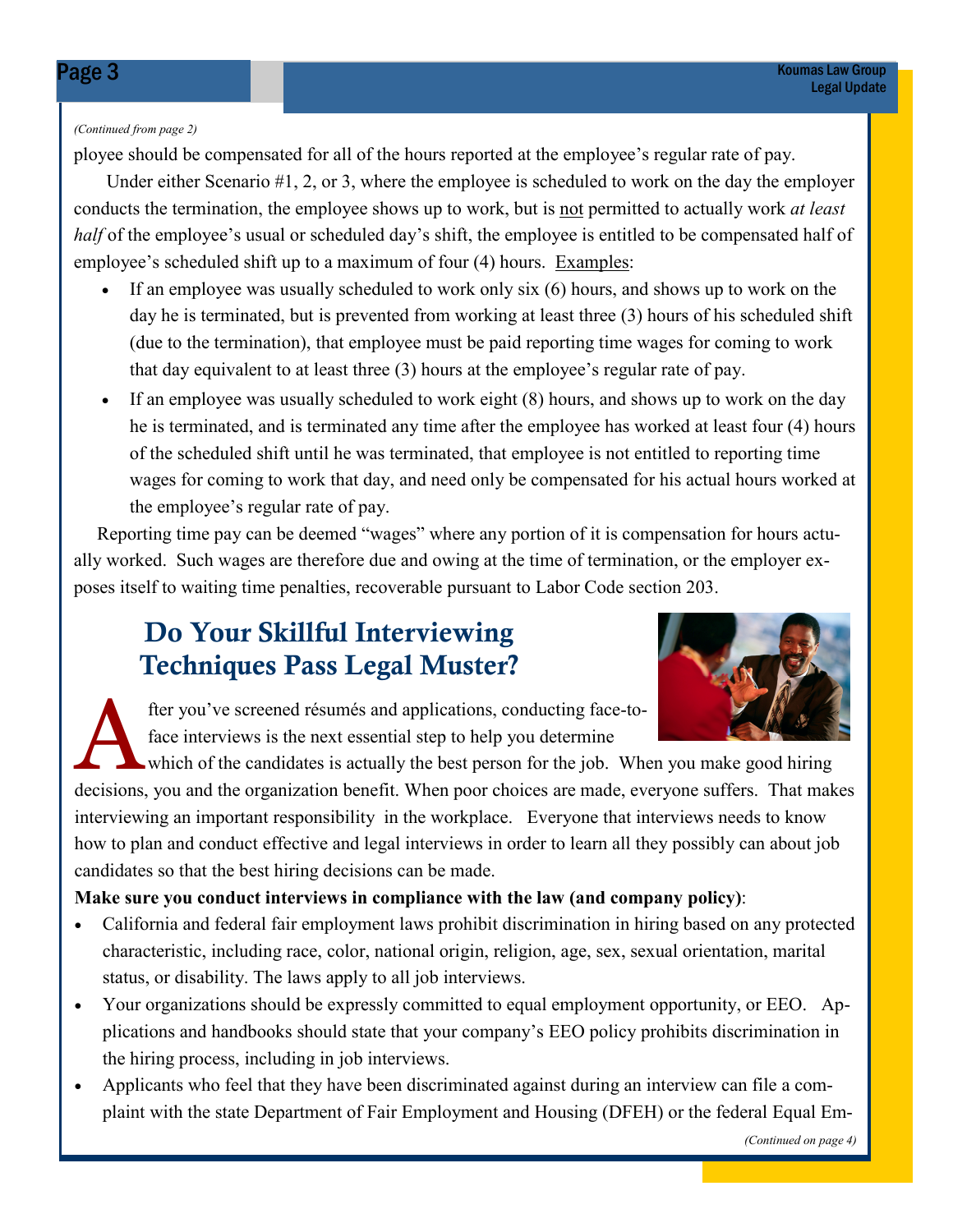*(Continued from page 2)*

ployee should be compensated for all of the hours reported at the employee's regular rate of pay.

Under either Scenario #1, 2, or 3, where the employee is scheduled to work on the day the employer conducts the termination, the employee shows up to work, but is <u>not</u> permitted to actually work *at least half* of the employee's usual or scheduled day's shift, the employee is entitled to be compensated half of employee's scheduled shift up to a maximum of four (4) hours. <u>Examples</u>:

- If an employee was usually scheduled to work only six (6) hours, and shows up to work on the day he is terminated, but is prevented from working at least three (3) hours of his scheduled shift (due to the termination), that employee must be paid reporting time wages for coming to work that day equivalent to at least three (3) hours at the employee's regular rate of pay.
- If an employee was usually scheduled to work eight (8) hours, and shows up to work on the day he is terminated, and is terminated any time after the employee has worked at least four (4) hours of the scheduled shift until he was terminated, that employee is not entitled to reporting time wages for coming to work that day, and need only be compensated for his actual hours worked at the employee's regular rate of pay.

Reporting time pay can be deemed "wages" where any portion of it is compensation for hours actually worked. Such wages are therefore due and owing at the time of termination, or the employer exposes itself to waiting time penalties, recoverable pursuant to Labor Code section 203.

## Do Your Skillful Interviewing Techniques Pass Legal Muster?

After you've screened résumés and applications, conducting face-to-face interviews is the next essential step to help you determine which of the candidates is actually the best person for the job. When you make good hiring decisions, you and the organization benefit. When poor choices are made, everyone suffers. That makes interviewing an important responsibility in the workplace. Everyone that interviews needs to know how to plan and conduct effective and legal interviews in order to learn all they possibly can about job candidates so that the best hiring decisions can be made.

**Make sure you conduct interviews in compliance with the law (and company policy)**:

- California and federal fair employment laws prohibit discrimination in hiring based on any protected characteristic, including race, color, national origin, religion, age, sex, sexual orientation, marital status, or disability. The laws apply to all job interviews.
- Your organizations should be expressly committed to equal employment opportunity, or EEO. Applications and handbooks should state that your company's EEO policy prohibits discrimination in the hiring process, including in job interviews.
- Applicants who feel that they have been discriminated against during an interview can file a complaint with the state Department of Fair Employment and Housing (DFEH) or the federal Equal Em-

*(Continued on page 4)*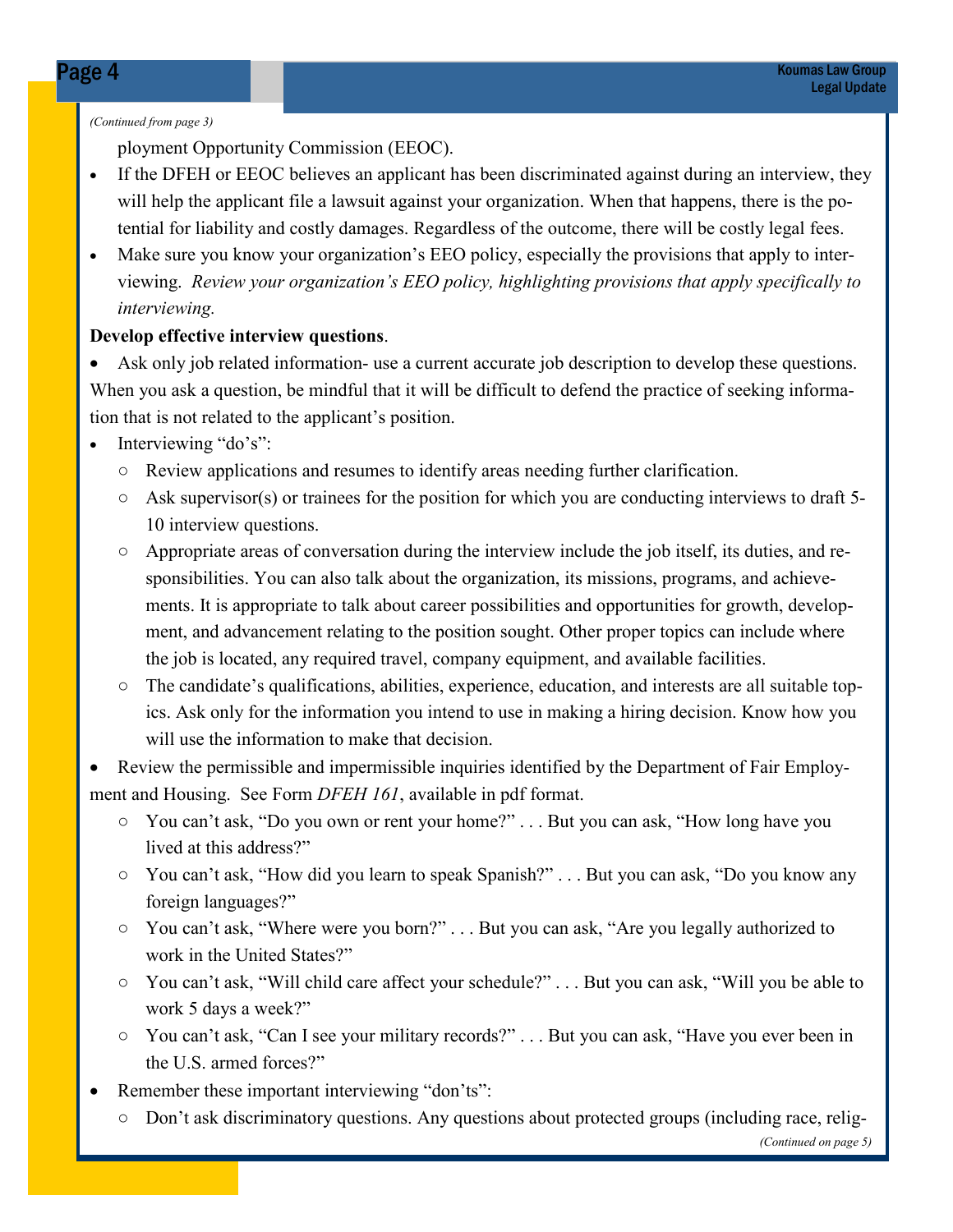*(Continued from page 3)*

ployment Opportunity Commission (EEOC).

- If the DFEH or EEOC believes an applicant has been discriminated against during an interview, they will help the applicant file a lawsuit against your organization. When that happens, there is the potential for liability and costly damages. Regardless of the outcome, there will be costly legal fees.
- Make sure you know your organization's EEO policy, especially the provisions that apply to interviewing. *Review your organization's EEO policy, highlighting provisions that apply specifically to interviewing.*

**Develop effective interview questions**.

- Ask only job related information- use a current accurate job description to develop these questions. When you ask a question, be mindful that it will be difficult to defend the practice of seeking information that is not related to the applicant's position.
- Interviewing "do's":
    - Review applications and resumes to identify areas needing further clarification.
    - Ask supervisor(s) or trainees for the position for which you are conducting interviews to draft 5-10 interview questions.
    - Appropriate areas of conversation during the interview include the job itself, its duties, and responsibilities. You can also talk about the organization, its missions, programs, and achievements. It is appropriate to talk about career possibilities and opportunities for growth, development, and advancement relating to the position sought. Other proper topics can include where the job is located, any required travel, company equipment, and available facilities.
    - The candidate's qualifications, abilities, experience, education, and interests are all suitable topics. Ask only for the information you intend to use in making a hiring decision. Know how you will use the information to make that decision.
- Review the permissible and impermissible inquiries identified by the Department of Fair Employment and Housing. See Form *DFEH 161*, available in pdf format.
    - You can't ask, "Do you own or rent your home?" . . . But you can ask, "How long have you lived at this address?"
    - You can't ask, "How did you learn to speak Spanish?" . . . But you can ask, "Do you know any foreign languages?"
    - You can't ask, "Where were you born?" . . . But you can ask, "Are you legally authorized to work in the United States?"
    - You can't ask, "Will child care affect your schedule?" . . . But you can ask, "Will you be able to work 5 days a week?"
    - You can't ask, "Can I see your military records?" . . . But you can ask, "Have you ever been in the U.S. armed forces?"
- Remember these important interviewing "don'ts":
    - Don't ask discriminatory questions. Any questions about protected groups (including race, relig-

*(Continued on page 5)*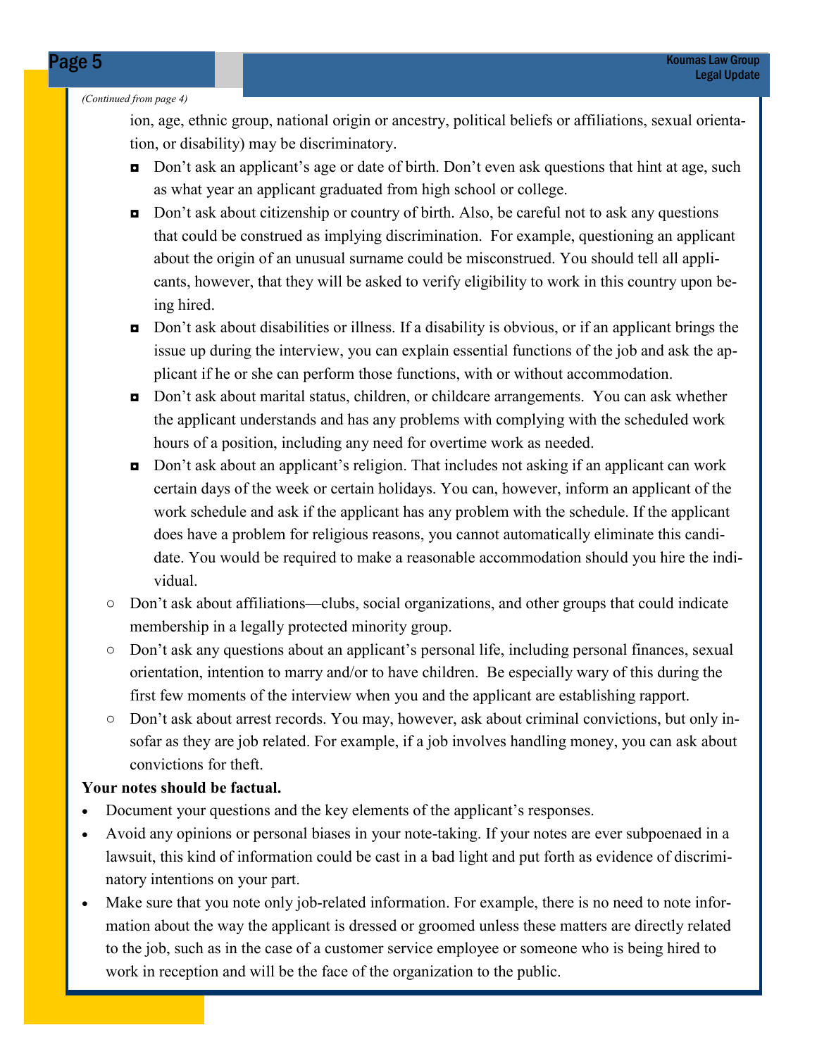*(Continued from page 4)*

ion, age, ethnic group, national origin or ancestry, political beliefs or affiliations, sexual orientation, or disability) may be discriminatory.

- Don't ask an applicant's age or date of birth. Don't even ask questions that hint at age, such as what year an applicant graduated from high school or college.
- Don't ask about citizenship or country of birth. Also, be careful not to ask any questions that could be construed as implying discrimination. For example, questioning an applicant about the origin of an unusual surname could be misconstrued. You should tell all applicants, however, that they will be asked to verify eligibility to work in this country upon being hired.
- Don't ask about disabilities or illness. If a disability is obvious, or if an applicant brings the issue up during the interview, you can explain essential functions of the job and ask the applicant if he or she can perform those functions, with or without accommodation.
- Don't ask about marital status, children, or childcare arrangements. You can ask whether the applicant understands and has any problems with complying with the scheduled work hours of a position, including any need for overtime work as needed.
- Don't ask about an applicant's religion. That includes not asking if an applicant can work certain days of the week or certain holidays. You can, however, inform an applicant of the work schedule and ask if the applicant has any problem with the schedule. If the applicant does have a problem for religious reasons, you cannot automatically eliminate this candidate. You would be required to make a reasonable accommodation should you hire the individual.

- Don't ask about affiliations—clubs, social organizations, and other groups that could indicate membership in a legally protected minority group.
- Don't ask any questions about an applicant's personal life, including personal finances, sexual orientation, intention to marry and/or to have children. Be especially wary of this during the first few moments of the interview when you and the applicant are establishing rapport.
- Don't ask about arrest records. You may, however, ask about criminal convictions, but only insofar as they are job related. For example, if a job involves handling money, you can ask about convictions for theft.

**Your notes should be factual.**

- Document your questions and the key elements of the applicant's responses.
- Avoid any opinions or personal biases in your note-taking. If your notes are ever subpoenaed in a lawsuit, this kind of information could be cast in a bad light and put forth as evidence of discriminatory intentions on your part.
- Make sure that you note only job-related information. For example, there is no need to note information about the way the applicant is dressed or groomed unless these matters are directly related to the job, such as in the case of a customer service employee or someone who is being hired to work in reception and will be the face of the organization to the public.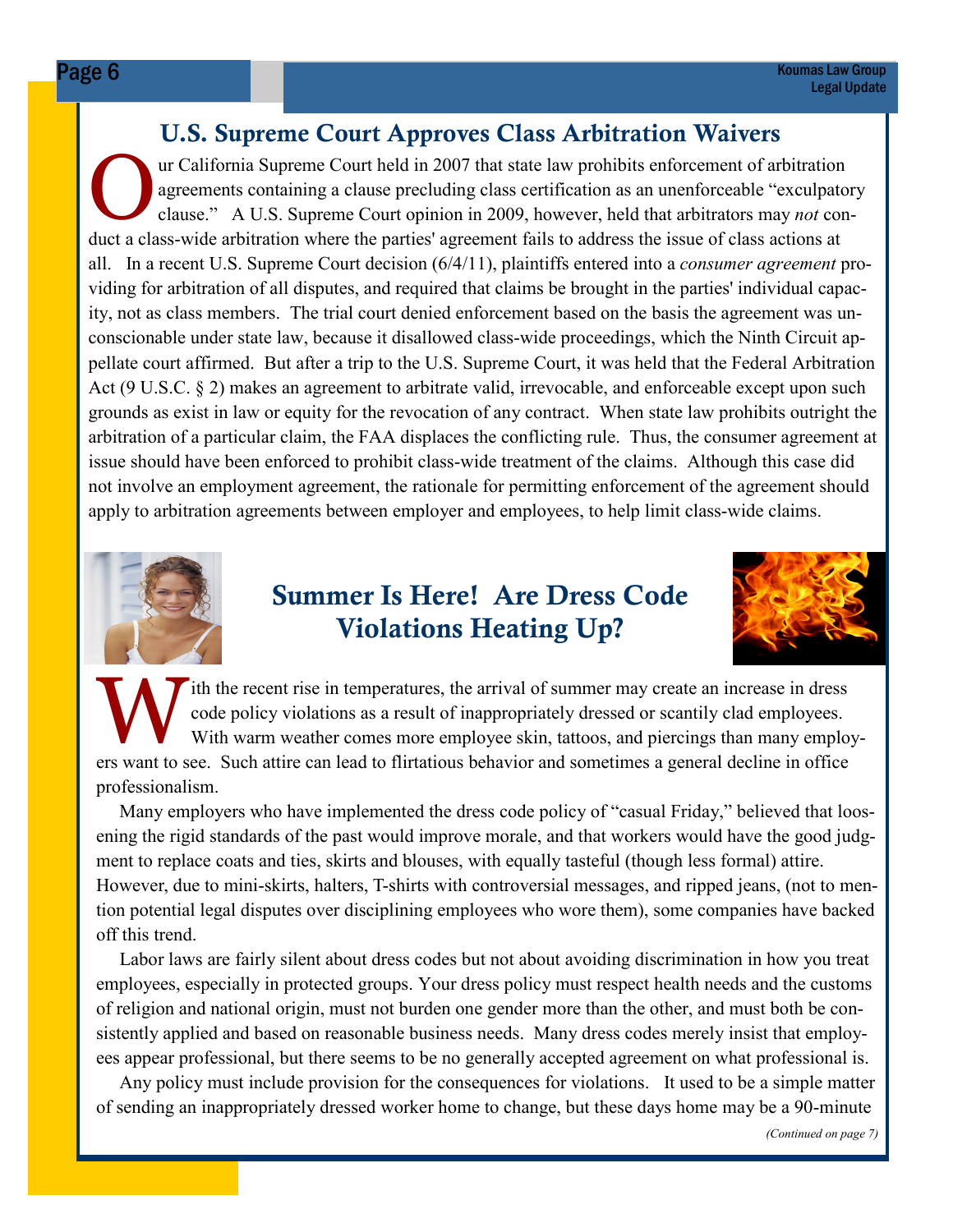## U.S. Supreme Court Approves Class Arbitration Waivers

Our California Supreme Court held in 2007 that state law prohibits enforcement of arbitration agreements containing a clause precluding class certification as an unenforceable "exculpatory clause." A U.S. Supreme Court opinion in 2009, however, held that arbitrators may *not* conduct a class-wide arbitration where the parties' agreement fails to address the issue of class actions at all. In a recent U.S. Supreme Court decision (6/4/11), plaintiffs entered into a *consumer agreement* providing for arbitration of all disputes, and required that claims be brought in the parties' individual capacity, not as class members. The trial court denied enforcement based on the basis the agreement was unconscionable under state law, because it disallowed class-wide proceedings, which the Ninth Circuit appellate court affirmed. But after a trip to the U.S. Supreme Court, it was held that the Federal Arbitration Act (9 U.S.C. § 2) makes an agreement to arbitrate valid, irrevocable, and enforceable except upon such grounds as exist in law or equity for the revocation of any contract. When state law prohibits outright the arbitration of a particular claim, the FAA displaces the conflicting rule. Thus, the consumer agreement at issue should have been enforced to prohibit class-wide treatment of the claims. Although this case did not involve an employment agreement, the rationale for permitting enforcement of the agreement should apply to arbitration agreements between employer and employees, to help limit class-wide claims.

## Summer Is Here! Are Dress Code Violations Heating Up?

With the recent rise in temperatures, the arrival of summer may create an increase in dress code policy violations as a result of inappropriately dressed or scantily clad employees. With warm weather comes more employee skin, tattoos, and piercings than many employers want to see. Such attire can lead to flirtatious behavior and sometimes a general decline in office professionalism.

Many employers who have implemented the dress code policy of "casual Friday," believed that loosening the rigid standards of the past would improve morale, and that workers would have the good judgment to replace coats and ties, skirts and blouses, with equally tasteful (though less formal) attire. However, due to mini-skirts, halters, T-shirts with controversial messages, and ripped jeans, (not to mention potential legal disputes over disciplining employees who wore them), some companies have backed off this trend.

Labor laws are fairly silent about dress codes but not about avoiding discrimination in how you treat employees, especially in protected groups. Your dress policy must respect health needs and the customs of religion and national origin, must not burden one gender more than the other, and must both be consistently applied and based on reasonable business needs. Many dress codes merely insist that employees appear professional, but there seems to be no generally accepted agreement on what professional is.

Any policy must include provision for the consequences for violations. It used to be a simple matter of sending an inappropriately dressed worker home to change, but these days home may be a 90-minute

*(Continued on page 7)*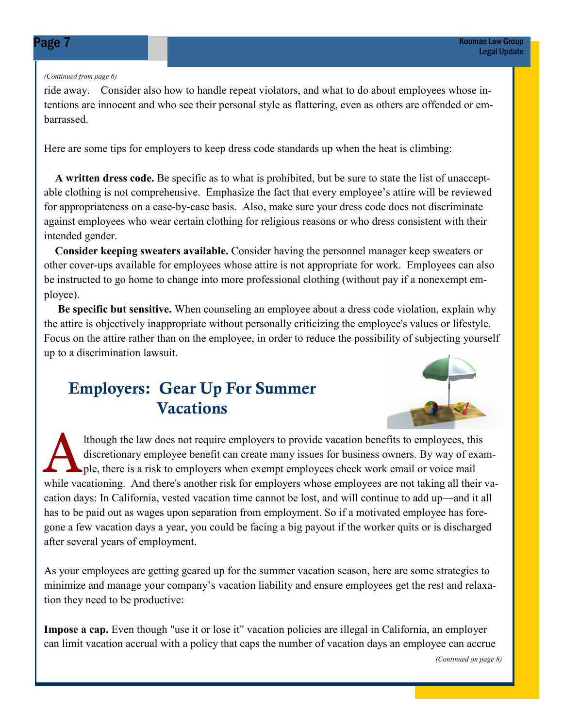*(Continued from page 6)*

ride away. Consider also how to handle repeat violators, and what to do about employees whose intentions are innocent and who see their personal style as flattering, even as others are offended or embarrassed.

Here are some tips for employers to keep dress code standards up when the heat is climbing:

**A written dress code.** Be specific as to what is prohibited, but be sure to state the list of unacceptable clothing is not comprehensive. Emphasize the fact that every employee's attire will be reviewed for appropriateness on a case-by-case basis. Also, make sure your dress code does not discriminate against employees who wear certain clothing for religious reasons or who dress consistent with their intended gender.

**Consider keeping sweaters available.** Consider having the personnel manager keep sweaters or other cover-ups available for employees whose attire is not appropriate for work. Employees can also be instructed to go home to change into more professional clothing (without pay if a nonexempt employee).

**Be specific but sensitive.** When counseling an employee about a dress code violation, explain why the attire is objectively inappropriate without personally criticizing the employee's values or lifestyle. Focus on the attire rather than on the employee, in order to reduce the possibility of subjecting yourself up to a discrimination lawsuit.

## Employers: Gear Up For Summer Vacations

Although the law does not require employers to provide vacation benefits to employees, this discretionary employee benefit can create many issues for business owners. By way of example, there is a risk to employers when exempt employees check work email or voice mail while vacationing. And there's another risk for employers whose employees are not taking all their vacation days: In California, vested vacation time cannot be lost, and will continue to add up—and it all has to be paid out as wages upon separation from employment. So if a motivated employee has foregone a few vacation days a year, you could be facing a big payout if the worker quits or is discharged after several years of employment.

As your employees are getting geared up for the summer vacation season, here are some strategies to minimize and manage your company's vacation liability and ensure employees get the rest and relaxation they need to be productive:

**Impose a cap.** Even though "use it or lose it" vacation policies are illegal in California, an employer can limit vacation accrual with a policy that caps the number of vacation days an employee can accrue

*(Continued on page 8)*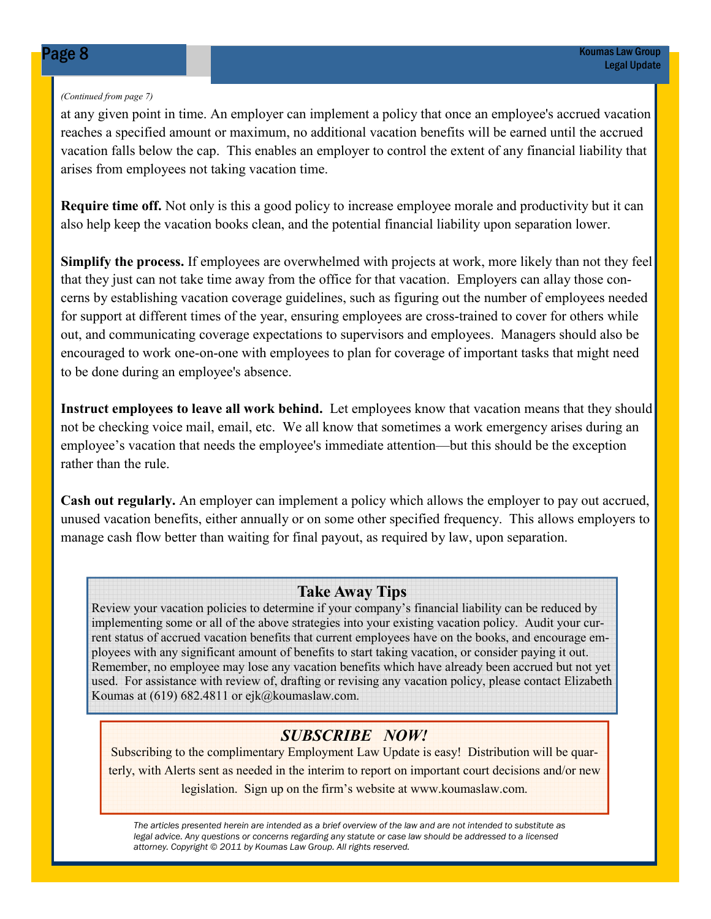*(Continued from page 7)*

at any given point in time. An employer can implement a policy that once an employee's accrued vacation reaches a specified amount or maximum, no additional vacation benefits will be earned until the accrued vacation falls below the cap. This enables an employer to control the extent of any financial liability that arises from employees not taking vacation time.

**Require time off.** Not only is this a good policy to increase employee morale and productivity but it can also help keep the vacation books clean, and the potential financial liability upon separation lower.

**Simplify the process.** If employees are overwhelmed with projects at work, more likely than not they feel that they just can not take time away from the office for that vacation. Employers can allay those concerns by establishing vacation coverage guidelines, such as figuring out the number of employees needed for support at different times of the year, ensuring employees are cross-trained to cover for others while out, and communicating coverage expectations to supervisors and employees. Managers should also be encouraged to work one-on-one with employees to plan for coverage of important tasks that might need to be done during an employee's absence.

**Instruct employees to leave all work behind.** Let employees know that vacation means that they should not be checking voice mail, email, etc. We all know that sometimes a work emergency arises during an employee's vacation that needs the employee's immediate attention—but this should be the exception rather than the rule.

**Cash out regularly.** An employer can implement a policy which allows the employer to pay out accrued, unused vacation benefits, either annually or on some other specified frequency. This allows employers to manage cash flow better than waiting for final payout, as required by law, upon separation.

## Take Away Tips

Review your vacation policies to determine if your company's financial liability can be reduced by implementing some or all of the above strategies into your existing vacation policy. Audit your current status of accrued vacation benefits that current employees have on the books, and encourage employees with any significant amount of benefits to start taking vacation, or consider paying it out. Remember, no employee may lose any vacation benefits which have already been accrued but not yet used. For assistance with review of, drafting or revising any vacation policy, please contact Elizabeth Koumas at (619) 682.4811 or ejk@koumaslaw.com.

## *SUBSCRIBE NOW!*

Subscribing to the complimentary Employment Law Update is easy! Distribution will be quarterly, with Alerts sent as needed in the interim to report on important court decisions and/or new legislation. Sign up on the firm's website at www.koumaslaw.com.

*The articles presented herein are intended as a brief overview of the law and are not intended to substitute as legal advice. Any questions or concerns regarding any statute or case law should be addressed to a licensed attorney. Copyright © 2011 by Koumas Law Group. All rights reserved.*